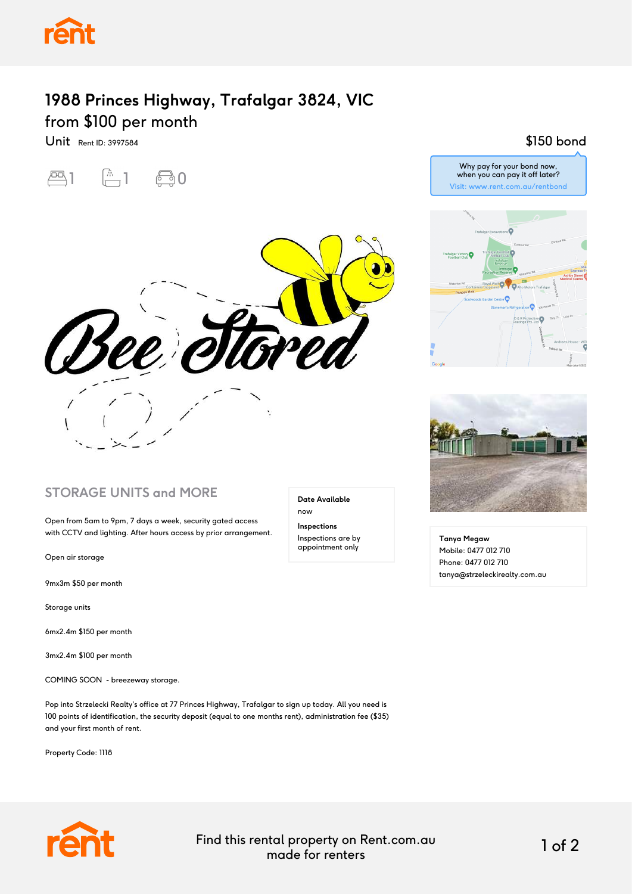# 1988 Princes Highway, Trafalgar 3824, VIC

## from $100 per month

Unit Rent ID: 3997584

1 bedroom · 1 bathroom · 0 car spaces

**$150 bond**

Why pay for your bond now, when you can pay it off later?
Visit: www.rent.com.au/rentbond

## STORAGE UNITS and MORE

Open from 5am to 9pm, 7 days a week, security gated access with CCTV and lighting. After hours access by prior arrangement.

Open air storage

9mx3m $50 per month

Storage units

6mx2.4m $150 per month

3mx2.4m $100 per month

COMING SOON - breezeway storage.

Pop into Strzelecki Realty's office at 77 Princes Highway, Trafalgar to sign up today. All you need is 100 points of identification, the security deposit (equal to one months rent), administration fee ($35) and your first month of rent.

Property Code: 1118

**Date Available**
now

**Inspections**
Inspections are by appointment only

**Tanya Megaw**
Mobile: 0477 012 710
Phone: 0477 012 710
tanya@strzeleckirealty.com.au

Find this rental property on Rent.com.au made for renters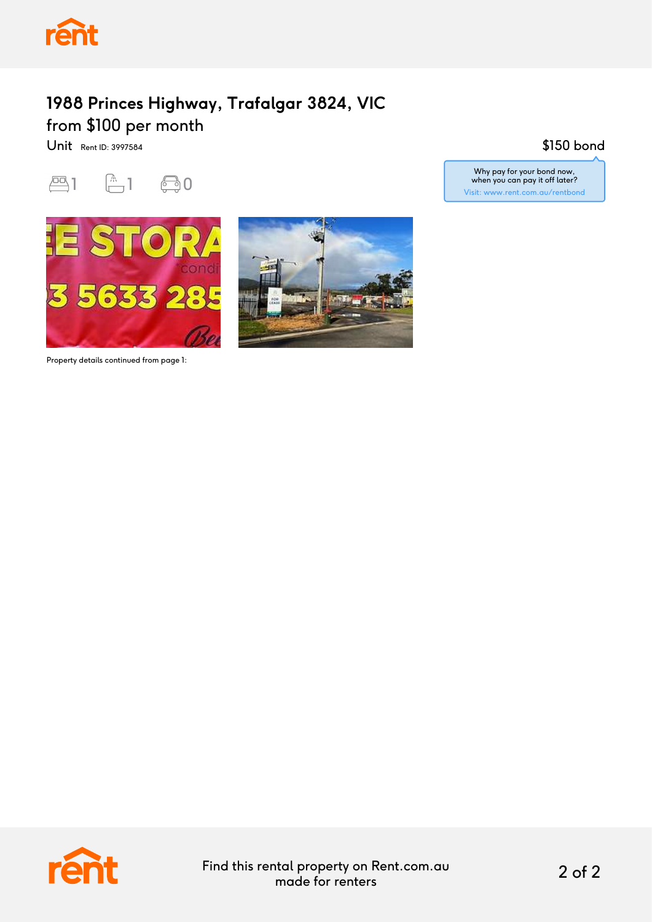# 1988 Princes Highway, Trafalgar 3824, VIC

from $100 per month

Unit Rent ID: 3997584

$150 bond

Why pay for your bond now, when you can pay it off later?
Visit: www.rent.com.au/rentbond

1 1 0

Property details continued from page 1:

Find this rental property on Rent.com.au made for renters